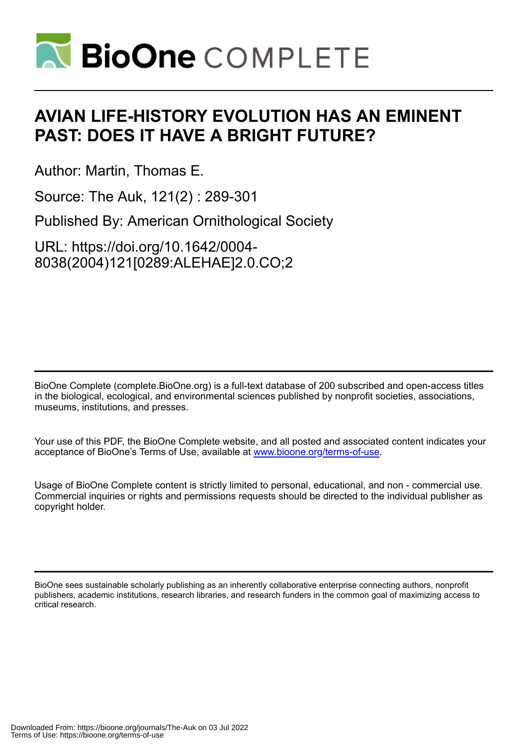# AVIAN LIFE-HISTORY EVOLUTION HAS AN EMINENT PAST: DOES IT HAVE A BRIGHT FUTURE?

Author: Martin, Thomas E.

Source: The Auk, 121(2) : 289-301

Published By: American Ornithological Society

URL: https://doi.org/10.1642/0004-8038(2004)121[0289:ALEHAE]2.0.CO;2

BioOne Complete (complete.BioOne.org) is a full-text database of 200 subscribed and open-access titles in the biological, ecological, and environmental sciences published by nonprofit societies, associations, museums, institutions, and presses.

Your use of this PDF, the BioOne Complete website, and all posted and associated content indicates your acceptance of BioOne's Terms of Use, available at www.bioone.org/terms-of-use.

Usage of BioOne Complete content is strictly limited to personal, educational, and non - commercial use. Commercial inquiries or rights and permissions requests should be directed to the individual publisher as copyright holder.

BioOne sees sustainable scholarly publishing as an inherently collaborative enterprise connecting authors, nonprofit publishers, academic institutions, research libraries, and research funders in the common goal of maximizing access to critical research.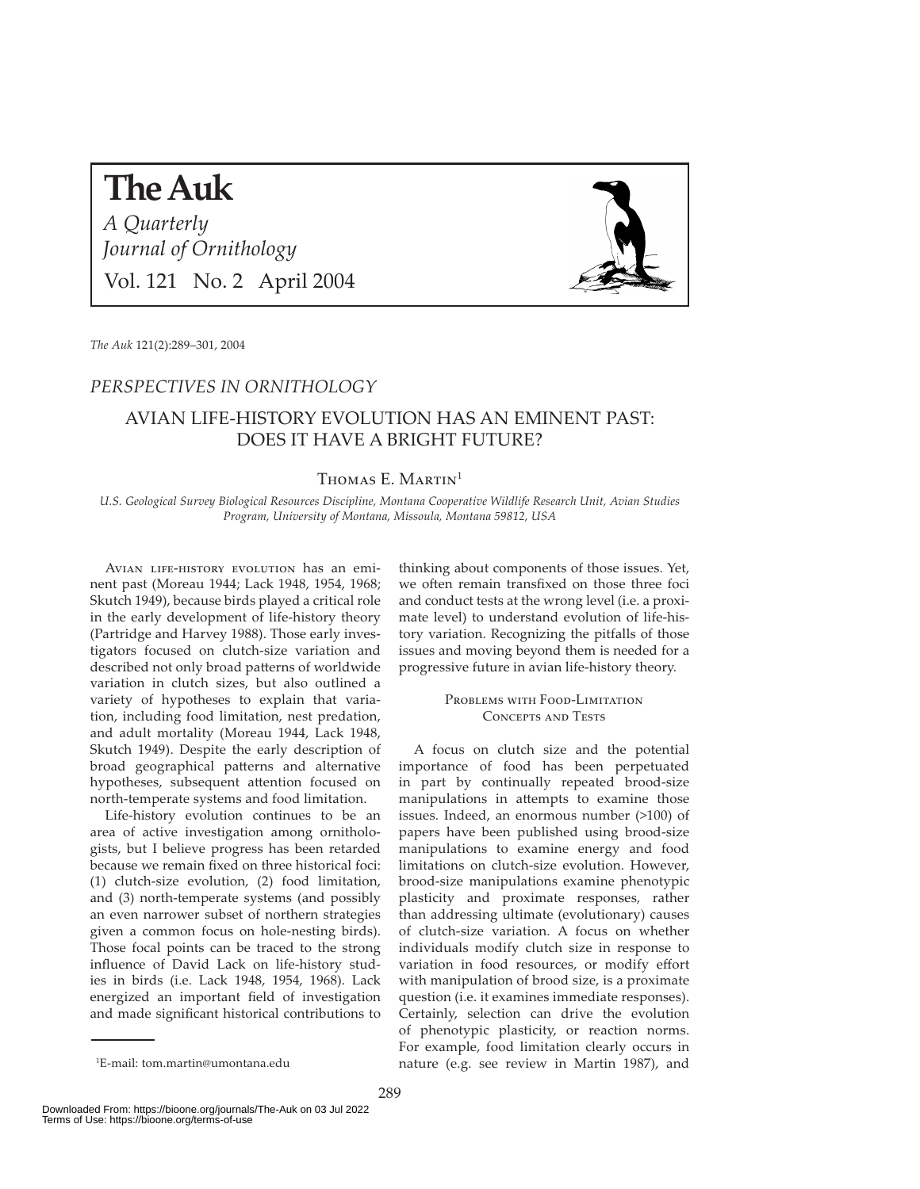# The Auk

*A Quarterly Journal of Ornithology*

Vol. 121 No. 2 April 2004

*The Auk* 121(2):289–301, 2004

## *PERSPECTIVES IN ORNITHOLOGY*

## AVIAN LIFE-HISTORY EVOLUTION HAS AN EMINENT PAST: DOES IT HAVE A BRIGHT FUTURE?

Thomas E. Martin[1]

*U.S. Geological Survey Biological Resources Discipline, Montana Cooperative Wildlife Research Unit, Avian Studies Program, University of Montana, Missoula, Montana 59812, USA*

Avian life-history evolution has an eminent past (Moreau 1944; Lack 1948, 1954, 1968; Skutch 1949), because birds played a critical role in the early development of life-history theory (Partridge and Harvey 1988). Those early investigators focused on clutch-size variation and described not only broad patterns of worldwide variation in clutch sizes, but also outlined a variety of hypotheses to explain that variation, including food limitation, nest predation, and adult mortality (Moreau 1944, Lack 1948, Skutch 1949). Despite the early description of broad geographical patterns and alternative hypotheses, subsequent attention focused on north-temperate systems and food limitation.

Life-history evolution continues to be an area of active investigation among ornithologists, but I believe progress has been retarded because we remain fixed on three historical foci: (1) clutch-size evolution, (2) food limitation, and (3) north-temperate systems (and possibly an even narrower subset of northern strategies given a common focus on hole-nesting birds). Those focal points can be traced to the strong influence of David Lack on life-history studies in birds (i.e. Lack 1948, 1954, 1968). Lack energized an important field of investigation and made significant historical contributions to thinking about components of those issues. Yet, we often remain transfixed on those three foci and conduct tests at the wrong level (i.e. a proximate level) to understand evolution of life-history variation. Recognizing the pitfalls of those issues and moving beyond them is needed for a progressive future in avian life-history theory.

### Problems with Food-Limitation Concepts and Tests

A focus on clutch size and the potential importance of food has been perpetuated in part by continually repeated brood-size manipulations in attempts to examine those issues. Indeed, an enormous number (>100) of papers have been published using brood-size manipulations to examine energy and food limitations on clutch-size evolution. However, brood-size manipulations examine phenotypic plasticity and proximate responses, rather than addressing ultimate (evolutionary) causes of clutch-size variation. A focus on whether individuals modify clutch size in response to variation in food resources, or modify effort with manipulation of brood size, is a proximate question (i.e. it examines immediate responses). Certainly, selection can drive the evolution of phenotypic plasticity, or reaction norms. For example, food limitation clearly occurs in nature (e.g. see review in Martin 1987), and

[1]E-mail: tom.martin@umontana.edu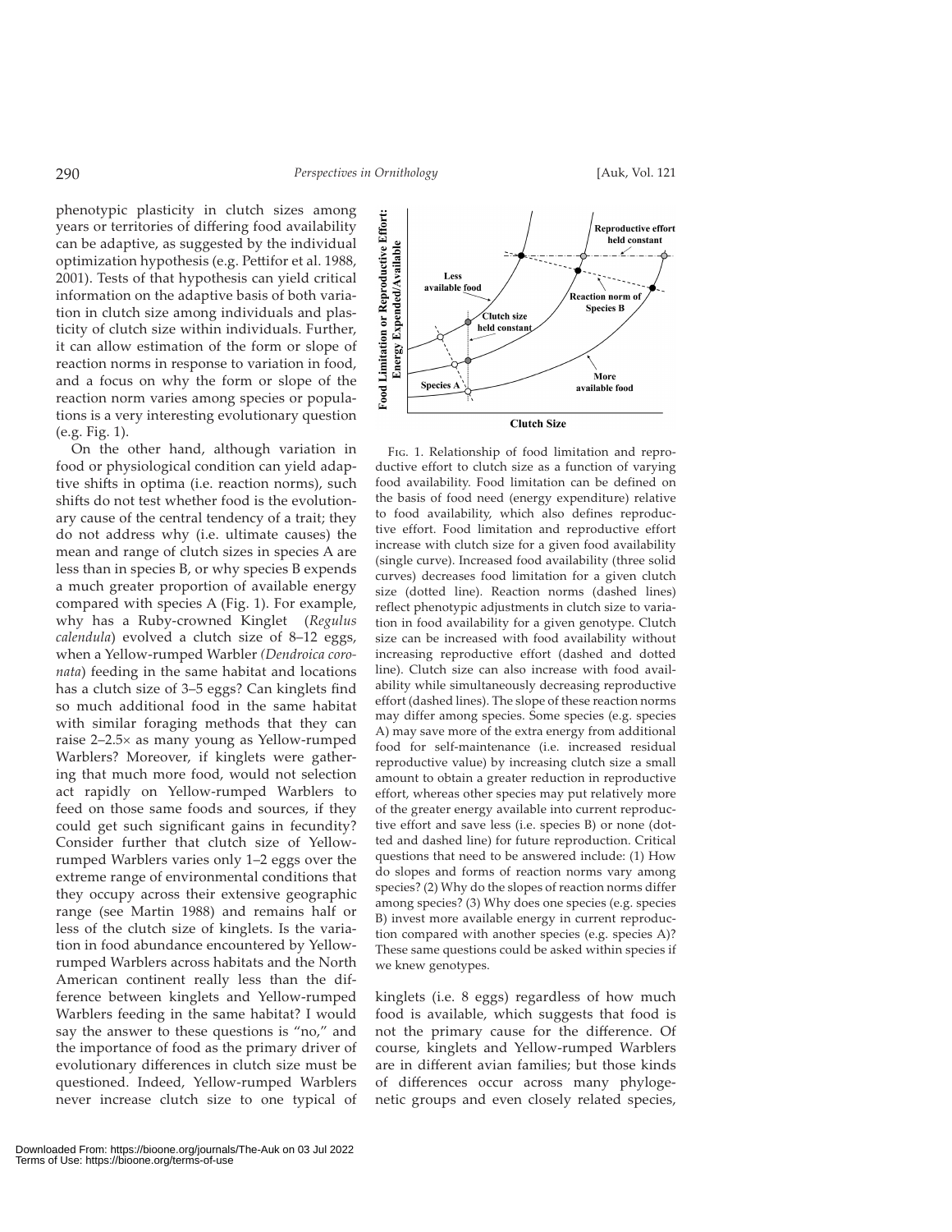phenotypic plasticity in clutch sizes among years or territories of differing food availability can be adaptive, as suggested by the individual optimization hypothesis (e.g. Pettifor et al. 1988, 2001). Tests of that hypothesis can yield critical information on the adaptive basis of both variation in clutch size among individuals and plasticity of clutch size within individuals. Further, it can allow estimation of the form or slope of reaction norms in response to variation in food, and a focus on why the form or slope of the reaction norm varies among species or populations is a very interesting evolutionary question (e.g. Fig. 1).

On the other hand, although variation in food or physiological condition can yield adaptive shifts in optima (i.e. reaction norms), such shifts do not test whether food is the evolutionary cause of the central tendency of a trait; they do not address why (i.e. ultimate causes) the mean and range of clutch sizes in species A are less than in species B, or why species B expends a much greater proportion of available energy compared with species A (Fig. 1). For example, why has a Ruby-crowned Kinglet (*Regulus calendula*) evolved a clutch size of 8–12 eggs, when a Yellow-rumped Warbler (*Dendroica coronata*) feeding in the same habitat and locations has a clutch size of 3–5 eggs? Can kinglets find so much additional food in the same habitat with similar foraging methods that they can raise 2–2.5× as many young as Yellow-rumped Warblers? Moreover, if kinglets were gathering that much more food, would not selection act rapidly on Yellow-rumped Warblers to feed on those same foods and sources, if they could get such significant gains in fecundity? Consider further that clutch size of Yellow-rumped Warblers varies only 1–2 eggs over the extreme range of environmental conditions that they occupy across their extensive geographic range (see Martin 1988) and remains half or less of the clutch size of kinglets. Is the variation in food abundance encountered by Yellow-rumped Warblers across habitats and the North American continent really less than the difference between kinglets and Yellow-rumped Warblers feeding in the same habitat? I would say the answer to these questions is "no," and the importance of food as the primary driver of evolutionary differences in clutch size must be questioned. Indeed, Yellow-rumped Warblers never increase clutch size to one typical of kinglets (i.e. 8 eggs) regardless of how much food is available, which suggests that food is not the primary cause for the difference. Of course, kinglets and Yellow-rumped Warblers are in different avian families; but those kinds of differences occur across many phylogenetic groups and even closely related species,

Food Limitation or Reproductive Effort: Energy Expended/Available

Clutch Size

Less available food

Clutch size held constant

Species A

Reproductive effort held constant

Reaction norm of Species B

More available food

Fig. 1. Relationship of food limitation and reproductive effort to clutch size as a function of varying food availability. Food limitation can be defined on the basis of food need (energy expenditure) relative to food availability, which also defines reproductive effort. Food limitation and reproductive effort increase with clutch size for a given food availability (single curve). Increased food availability (three solid curves) decreases food limitation for a given clutch size (dotted line). Reaction norms (dashed lines) reflect phenotypic adjustments in clutch size to variation in food availability for a given genotype. Clutch size can be increased with food availability without increasing reproductive effort (dashed and dotted line). Clutch size can also increase with food availability while simultaneously decreasing reproductive effort (dashed lines). The slope of these reaction norms may differ among species. Some species (e.g. species A) may save more of the extra energy from additional food for self-maintenance (i.e. increased residual reproductive value) by increasing clutch size a small amount to obtain a greater reduction in reproductive effort, whereas other species may put relatively more of the greater energy available into current reproductive effort and save less (i.e. species B) or none (dotted and dashed line) for future reproduction. Critical questions that need to be answered include: (1) How do slopes and forms of reaction norms vary among species? (2) Why do the slopes of reaction norms differ among species? (3) Why does one species (e.g. species B) invest more available energy in current reproduction compared with another species (e.g. species A)? These same questions could be asked within species if we knew genotypes.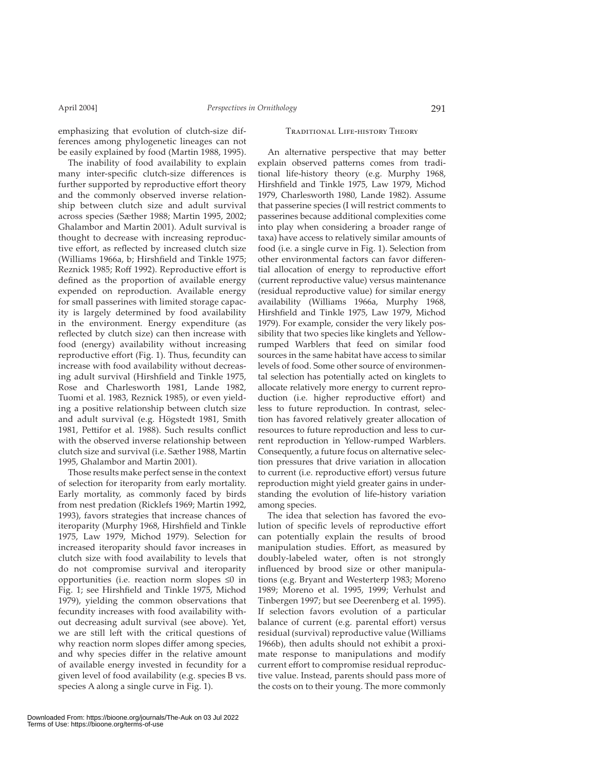emphasizing that evolution of clutch-size differences among phylogenetic lineages can not be easily explained by food (Martin 1988, 1995).

The inability of food availability to explain many inter-specific clutch-size differences is further supported by reproductive effort theory and the commonly observed inverse relationship between clutch size and adult survival across species (Sæther 1988; Martin 1995, 2002; Ghalambor and Martin 2001). Adult survival is thought to decrease with increasing reproductive effort, as reflected by increased clutch size (Williams 1966a, b; Hirshfield and Tinkle 1975; Reznick 1985; Roff 1992). Reproductive effort is defined as the proportion of available energy expended on reproduction. Available energy for small passerines with limited storage capacity is largely determined by food availability in the environment. Energy expenditure (as reflected by clutch size) can then increase with food (energy) availability without increasing reproductive effort (Fig. 1). Thus, fecundity can increase with food availability without decreasing adult survival (Hirshfield and Tinkle 1975, Rose and Charlesworth 1981, Lande 1982, Tuomi et al. 1983, Reznick 1985), or even yielding a positive relationship between clutch size and adult survival (e.g. Högstedt 1981, Smith 1981, Pettifor et al. 1988). Such results conflict with the observed inverse relationship between clutch size and survival (i.e. Sæther 1988, Martin 1995, Ghalambor and Martin 2001).

Those results make perfect sense in the context of selection for iteroparity from early mortality. Early mortality, as commonly faced by birds from nest predation (Ricklefs 1969; Martin 1992, 1993), favors strategies that increase chances of iteroparity (Murphy 1968, Hirshfield and Tinkle 1975, Law 1979, Michod 1979). Selection for increased iteroparity should favor increases in clutch size with food availability to levels that do not compromise survival and iteroparity opportunities (i.e. reaction norm slopes $\leq 0$ in Fig. 1; see Hirshfield and Tinkle 1975, Michod 1979), yielding the common observations that fecundity increases with food availability without decreasing adult survival (see above). Yet, we are still left with the critical questions of why reaction norm slopes differ among species, and why species differ in the relative amount of available energy invested in fecundity for a given level of food availability (e.g. species B vs. species A along a single curve in Fig. 1).

## Traditional Life-history Theory

An alternative perspective that may better explain observed patterns comes from traditional life-history theory (e.g. Murphy 1968, Hirshfield and Tinkle 1975, Law 1979, Michod 1979, Charlesworth 1980, Lande 1982). Assume that passerine species (I will restrict comments to passerines because additional complexities come into play when considering a broader range of taxa) have access to relatively similar amounts of food (i.e. a single curve in Fig. 1). Selection from other environmental factors can favor differential allocation of energy to reproductive effort (current reproductive value) versus maintenance (residual reproductive value) for similar energy availability (Williams 1966a, Murphy 1968, Hirshfield and Tinkle 1975, Law 1979, Michod 1979). For example, consider the very likely possibility that two species like kinglets and Yellow-rumped Warblers that feed on similar food sources in the same habitat have access to similar levels of food. Some other source of environmental selection has potentially acted on kinglets to allocate relatively more energy to current reproduction (i.e. higher reproductive effort) and less to future reproduction. In contrast, selection has favored relatively greater allocation of resources to future reproduction and less to current reproduction in Yellow-rumped Warblers. Consequently, a future focus on alternative selection pressures that drive variation in allocation to current (i.e. reproductive effort) versus future reproduction might yield greater gains in understanding the evolution of life-history variation among species.

The idea that selection has favored the evolution of specific levels of reproductive effort can potentially explain the results of brood manipulation studies. Effort, as measured by doubly-labeled water, often is not strongly influenced by brood size or other manipulations (e.g. Bryant and Westerterp 1983; Moreno 1989; Moreno et al. 1995, 1999; Verhulst and Tinbergen 1997; but see Deerenberg et al. 1995). If selection favors evolution of a particular balance of current (e.g. parental effort) versus residual (survival) reproductive value (Williams 1966b), then adults should not exhibit a proximate response to manipulations and modify current effort to compromise residual reproductive value. Instead, parents should pass more of the costs on to their young. The more commonly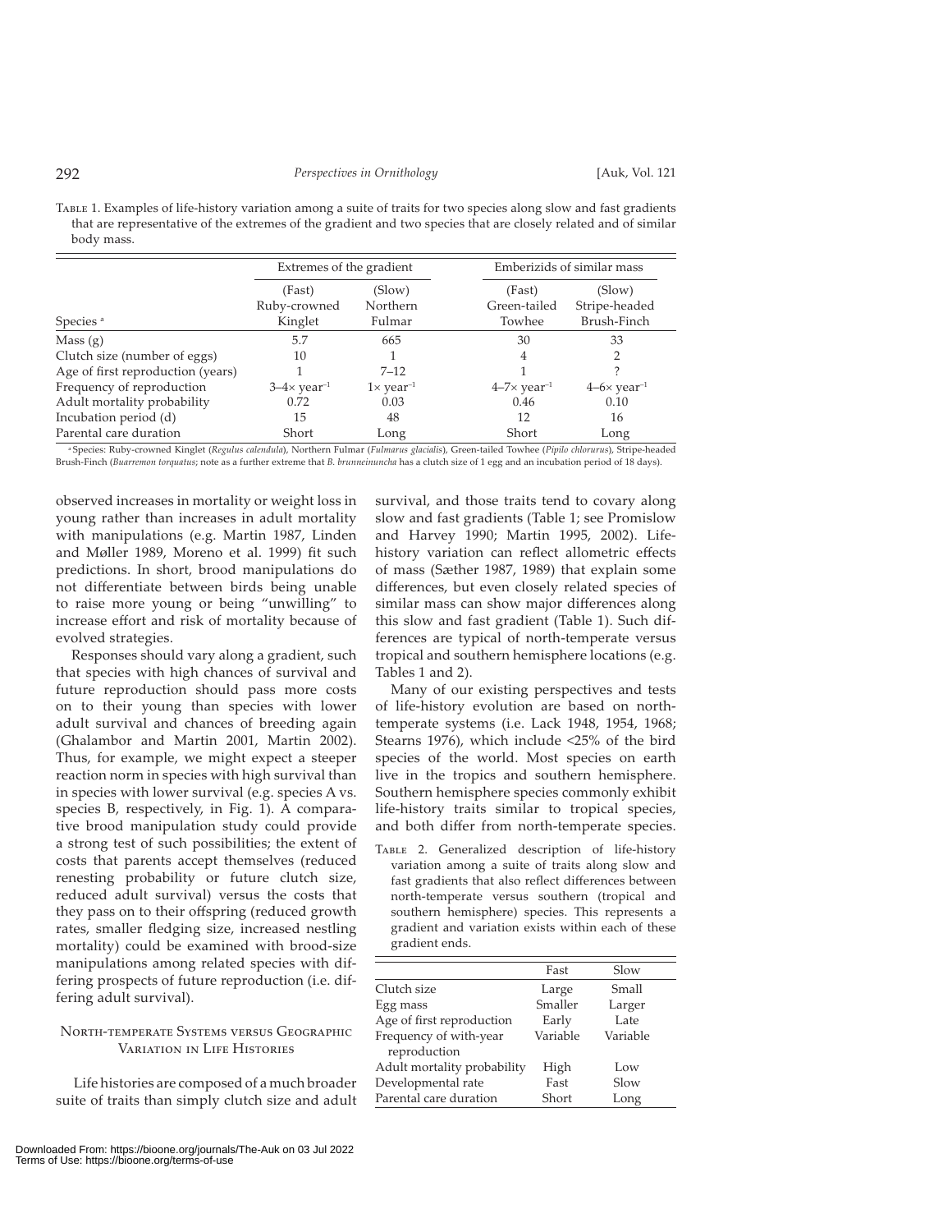Table 1. Examples of life-history variation among a suite of traits for two species along slow and fast gradients that are representative of the extremes of the gradient and two species that are closely related and of similar body mass.

| | Extremes of the gradient | | Emberizids of similar mass | |
|---|---|---|---|---|
| Species [a] | (Fast) Ruby-crowned Kinglet | (Slow) Northern Fulmar | (Fast) Green-tailed Towhee | (Slow) Stripe-headed Brush-Finch |
| Mass (g) | 5.7 | 665 | 30 | 33 |
| Clutch size (number of eggs) | 10 | 1 | 4 | 2 |
| Age of first reproduction (years) | 1 | 7–12 | 1 | ? |
| Frequency of reproduction | 3–4× year$^{-1}$ | 1× year$^{-1}$ | 4–7× year$^{-1}$ | 4–6× year$^{-1}$ |
| Adult mortality probability | 0.72 | 0.03 | 0.46 | 0.10 |
| Incubation period (d) | 15 | 48 | 12 | 16 |
| Parental care duration | Short | Long | Short | Long |

[a] Species: Ruby-crowned Kinglet (*Regulus calendula*), Northern Fulmar (*Fulmarus glacialis*), Green-tailed Towhee (*Pipilo chlorurus*), Stripe-headed Brush-Finch (*Buarremon torquatus*; note as a further extreme that *B. brunneinuncha* has a clutch size of 1 egg and an incubation period of 18 days).

observed increases in mortality or weight loss in young rather than increases in adult mortality with manipulations (e.g. Martin 1987, Linden and Møller 1989, Moreno et al. 1999) fit such predictions. In short, brood manipulations do not differentiate between birds being unable to raise more young or being "unwilling" to increase effort and risk of mortality because of evolved strategies.

Responses should vary along a gradient, such that species with high chances of survival and future reproduction should pass more costs on to their young than species with lower adult survival and chances of breeding again (Ghalambor and Martin 2001, Martin 2002). Thus, for example, we might expect a steeper reaction norm in species with high survival than in species with lower survival (e.g. species A vs. species B, respectively, in Fig. 1). A comparative brood manipulation study could provide a strong test of such possibilities; the extent of costs that parents accept themselves (reduced renesting probability or future clutch size, reduced adult survival) versus the costs that they pass on to their offspring (reduced growth rates, smaller fledging size, increased nestling mortality) could be examined with brood-size manipulations among related species with differing prospects of future reproduction (i.e. differing adult survival).

## North-temperate Systems versus Geographic Variation in Life Histories

Life histories are composed of a much broader suite of traits than simply clutch size and adult survival, and those traits tend to covary along slow and fast gradients (Table 1; see Promislow and Harvey 1990; Martin 1995, 2002). Life-history variation can reflect allometric effects of mass (Sæther 1987, 1989) that explain some differences, but even closely related species of similar mass can show major differences along this slow and fast gradient (Table 1). Such differences are typical of north-temperate versus tropical and southern hemisphere locations (e.g. Tables 1 and 2).

Many of our existing perspectives and tests of life-history evolution are based on north-temperate systems (i.e. Lack 1948, 1954, 1968; Stearns 1976), which include <25% of the bird species of the world. Most species on earth live in the tropics and southern hemisphere. Southern hemisphere species commonly exhibit life-history traits similar to tropical species, and both differ from north-temperate species.

Table 2. Generalized description of life-history variation among a suite of traits along slow and fast gradients that also reflect differences between north-temperate versus southern (tropical and southern hemisphere) species. This represents a gradient and variation exists within each of these gradient ends.

| | Fast | Slow |
|---|---|---|
| Clutch size | Large | Small |
| Egg mass | Smaller | Larger |
| Age of first reproduction | Early | Late |
| Frequency of with-year reproduction | Variable | Variable |
| Adult mortality probability | High | Low |
| Developmental rate | Fast | Slow |
| Parental care duration | Short | Long |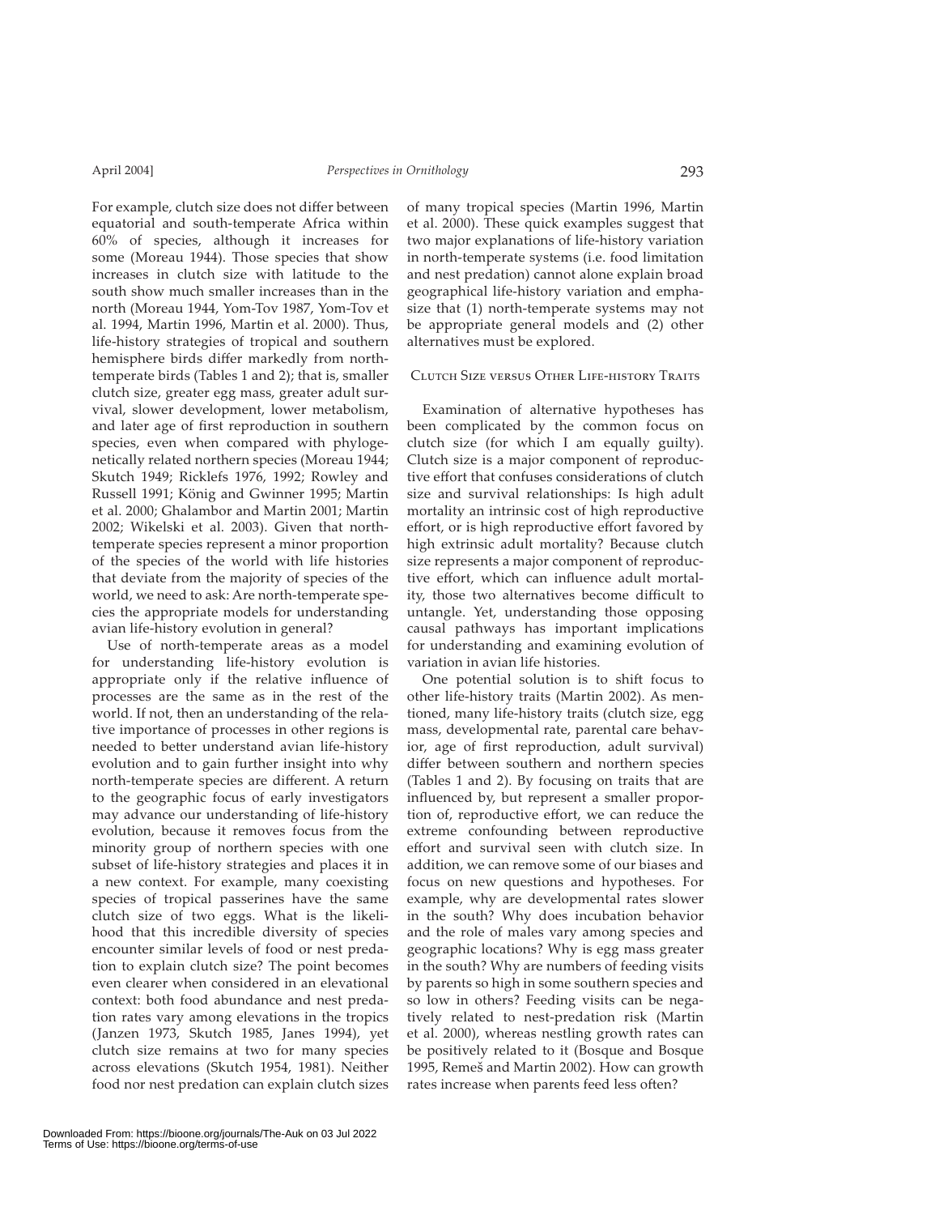For example, clutch size does not differ between equatorial and south-temperate Africa within 60% of species, although it increases for some (Moreau 1944). Those species that show increases in clutch size with latitude to the south show much smaller increases than in the north (Moreau 1944, Yom-Tov 1987, Yom-Tov et al. 1994, Martin 1996, Martin et al. 2000). Thus, life-history strategies of tropical and southern hemisphere birds differ markedly from north-temperate birds (Tables 1 and 2); that is, smaller clutch size, greater egg mass, greater adult survival, slower development, lower metabolism, and later age of first reproduction in southern species, even when compared with phylogenetically related northern species (Moreau 1944; Skutch 1949; Ricklefs 1976, 1992; Rowley and Russell 1991; König and Gwinner 1995; Martin et al. 2000; Ghalambor and Martin 2001; Martin 2002; Wikelski et al. 2003). Given that north-temperate species represent a minor proportion of the species of the world with life histories that deviate from the majority of species of the world, we need to ask: Are north-temperate species the appropriate models for understanding avian life-history evolution in general?

Use of north-temperate areas as a model for understanding life-history evolution is appropriate only if the relative influence of processes are the same as in the rest of the world. If not, then an understanding of the relative importance of processes in other regions is needed to better understand avian life-history evolution and to gain further insight into why north-temperate species are different. A return to the geographic focus of early investigators may advance our understanding of life-history evolution, because it removes focus from the minority group of northern species with one subset of life-history strategies and places it in a new context. For example, many coexisting species of tropical passerines have the same clutch size of two eggs. What is the likelihood that this incredible diversity of species encounter similar levels of food or nest predation to explain clutch size? The point becomes even clearer when considered in an elevational context: both food abundance and nest predation rates vary among elevations in the tropics (Janzen 1973, Skutch 1985, Janes 1994), yet clutch size remains at two for many species across elevations (Skutch 1954, 1981). Neither food nor nest predation can explain clutch sizes of many tropical species (Martin 1996, Martin et al. 2000). These quick examples suggest that two major explanations of life-history variation in north-temperate systems (i.e. food limitation and nest predation) cannot alone explain broad geographical life-history variation and emphasize that (1) north-temperate systems may not be appropriate general models and (2) other alternatives must be explored.

## Clutch Size versus Other Life-history Traits

Examination of alternative hypotheses has been complicated by the common focus on clutch size (for which I am equally guilty). Clutch size is a major component of reproductive effort that confuses considerations of clutch size and survival relationships: Is high adult mortality an intrinsic cost of high reproductive effort, or is high reproductive effort favored by high extrinsic adult mortality? Because clutch size represents a major component of reproductive effort, which can influence adult mortality, those two alternatives become difficult to untangle. Yet, understanding those opposing causal pathways has important implications for understanding and examining evolution of variation in avian life histories.

One potential solution is to shift focus to other life-history traits (Martin 2002). As mentioned, many life-history traits (clutch size, egg mass, developmental rate, parental care behavior, age of first reproduction, adult survival) differ between southern and northern species (Tables 1 and 2). By focusing on traits that are influenced by, but represent a smaller proportion of, reproductive effort, we can reduce the extreme confounding between reproductive effort and survival seen with clutch size. In addition, we can remove some of our biases and focus on new questions and hypotheses. For example, why are developmental rates slower in the south? Why does incubation behavior and the role of males vary among species and geographic locations? Why is egg mass greater in the south? Why are numbers of feeding visits by parents so high in some southern species and so low in others? Feeding visits can be negatively related to nest-predation risk (Martin et al. 2000), whereas nestling growth rates can be positively related to it (Bosque and Bosque 1995, Remeš and Martin 2002). How can growth rates increase when parents feed less often?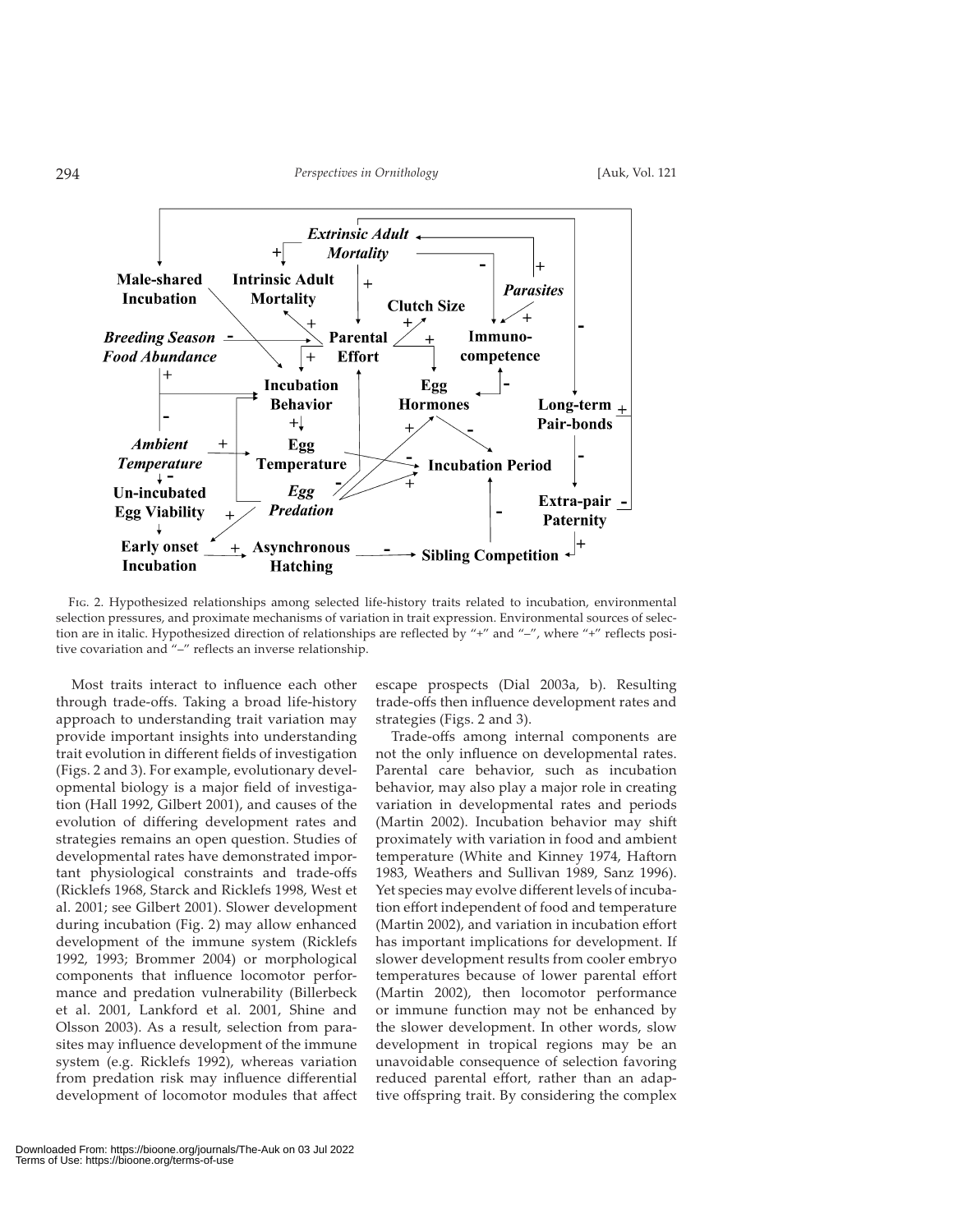Fig. 2. Hypothesized relationships among selected life-history traits related to incubation, environmental selection pressures, and proximate mechanisms of variation in trait expression. Environmental sources of selection are in italic. Hypothesized direction of relationships are reflected by "+" and "–", where "+" reflects positive covariation and "–" reflects an inverse relationship.

Most traits interact to influence each other through trade-offs. Taking a broad life-history approach to understanding trait variation may provide important insights into understanding trait evolution in different fields of investigation (Figs. 2 and 3). For example, evolutionary developmental biology is a major field of investigation (Hall 1992, Gilbert 2001), and causes of the evolution of differing development rates and strategies remains an open question. Studies of developmental rates have demonstrated important physiological constraints and trade-offs (Ricklefs 1968, Starck and Ricklefs 1998, West et al. 2001; see Gilbert 2001). Slower development during incubation (Fig. 2) may allow enhanced development of the immune system (Ricklefs 1992, 1993; Brommer 2004) or morphological components that influence locomotor performance and predation vulnerability (Billerbeck et al. 2001, Lankford et al. 2001, Shine and Olsson 2003). As a result, selection from parasites may influence development of the immune system (e.g. Ricklefs 1992), whereas variation from predation risk may influence differential development of locomotor modules that affect escape prospects (Dial 2003a, b). Resulting trade-offs then influence development rates and strategies (Figs. 2 and 3).

Trade-offs among internal components are not the only influence on developmental rates. Parental care behavior, such as incubation behavior, may also play a major role in creating variation in developmental rates and periods (Martin 2002). Incubation behavior may shift proximately with variation in food and ambient temperature (White and Kinney 1974, Haftorn 1983, Weathers and Sullivan 1989, Sanz 1996). Yet species may evolve different levels of incubation effort independent of food and temperature (Martin 2002), and variation in incubation effort has important implications for development. If slower development results from cooler embryo temperatures because of lower parental effort (Martin 2002), then locomotor performance or immune function may not be enhanced by the slower development. In other words, slow development in tropical regions may be an unavoidable consequence of selection favoring reduced parental effort, rather than an adaptive offspring trait. By considering the complex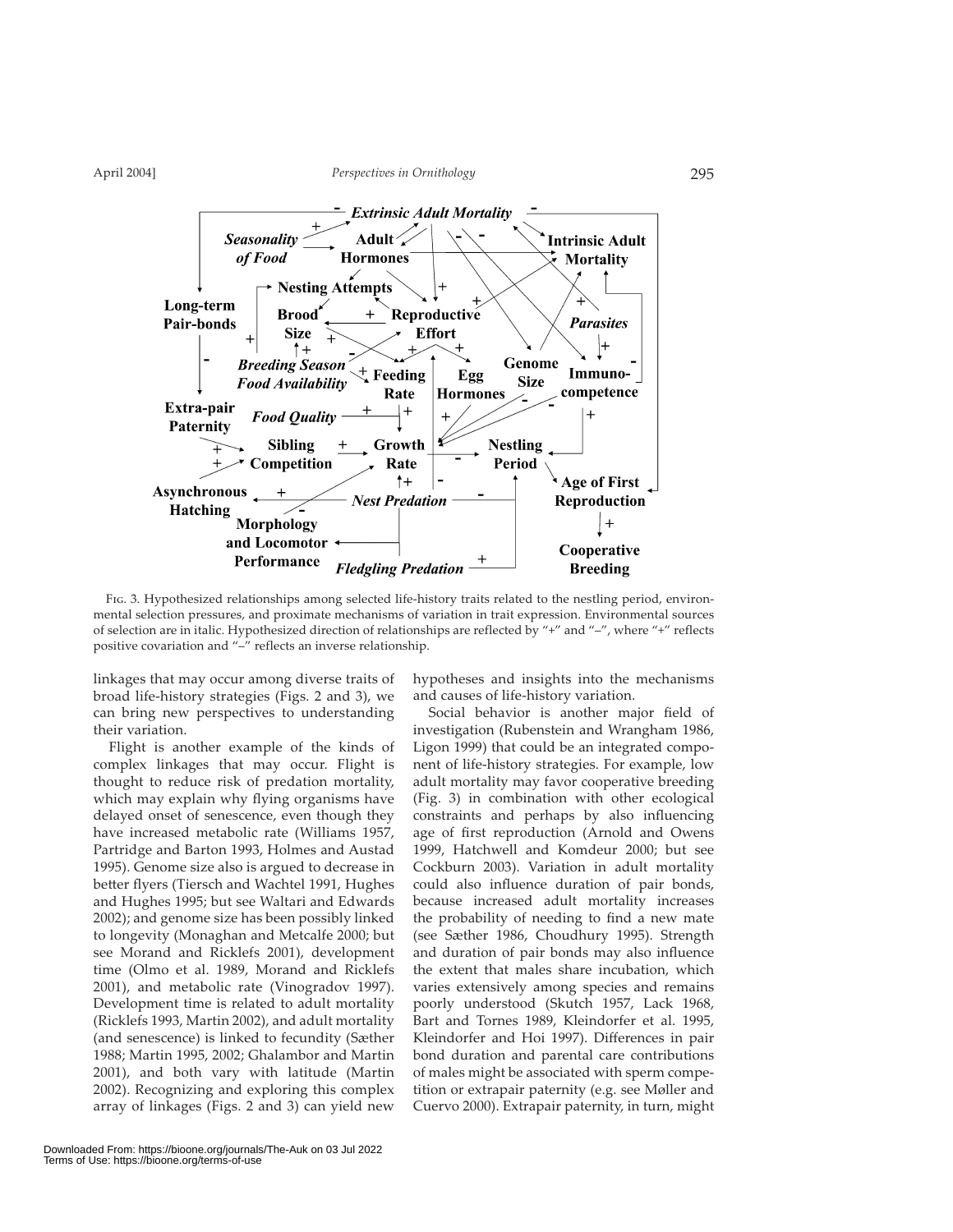Fig. 3. Hypothesized relationships among selected life-history traits related to the nestling period, environmental selection pressures, and proximate mechanisms of variation in trait expression. Environmental sources of selection are in italic. Hypothesized direction of relationships are reflected by "+" and "–", where "+" reflects positive covariation and "–" reflects an inverse relationship.

linkages that may occur among diverse traits of broad life-history strategies (Figs. 2 and 3), we can bring new perspectives to understanding their variation.

Flight is another example of the kinds of complex linkages that may occur. Flight is thought to reduce risk of predation mortality, which may explain why flying organisms have delayed onset of senescence, even though they have increased metabolic rate (Williams 1957, Partridge and Barton 1993, Holmes and Austad 1995). Genome size also is argued to decrease in better flyers (Tiersch and Wachtel 1991, Hughes and Hughes 1995; but see Waltari and Edwards 2002); and genome size has been possibly linked to longevity (Monaghan and Metcalfe 2000; but see Morand and Ricklefs 2001), development time (Olmo et al. 1989, Morand and Ricklefs 2001), and metabolic rate (Vinogradov 1997). Development time is related to adult mortality (Ricklefs 1993, Martin 2002), and adult mortality (and senescence) is linked to fecundity (Sæther 1988; Martin 1995, 2002; Ghalambor and Martin 2001), and both vary with latitude (Martin 2002). Recognizing and exploring this complex array of linkages (Figs. 2 and 3) can yield new hypotheses and insights into the mechanisms and causes of life-history variation.

Social behavior is another major field of investigation (Rubenstein and Wrangham 1986, Ligon 1999) that could be an integrated component of life-history strategies. For example, low adult mortality may favor cooperative breeding (Fig. 3) in combination with other ecological constraints and perhaps by also influencing age of first reproduction (Arnold and Owens 1999, Hatchwell and Komdeur 2000; but see Cockburn 2003). Variation in adult mortality could also influence duration of pair bonds, because increased adult mortality increases the probability of needing to find a new mate (see Sæther 1986, Choudhury 1995). Strength and duration of pair bonds may also influence the extent that males share incubation, which varies extensively among species and remains poorly understood (Skutch 1957, Lack 1968, Bart and Tornes 1989, Kleindorfer et al. 1995, Kleindorfer and Hoi 1997). Differences in pair bond duration and parental care contributions of males might be associated with sperm competition or extrapair paternity (e.g. see Møller and Cuervo 2000). Extrapair paternity, in turn, might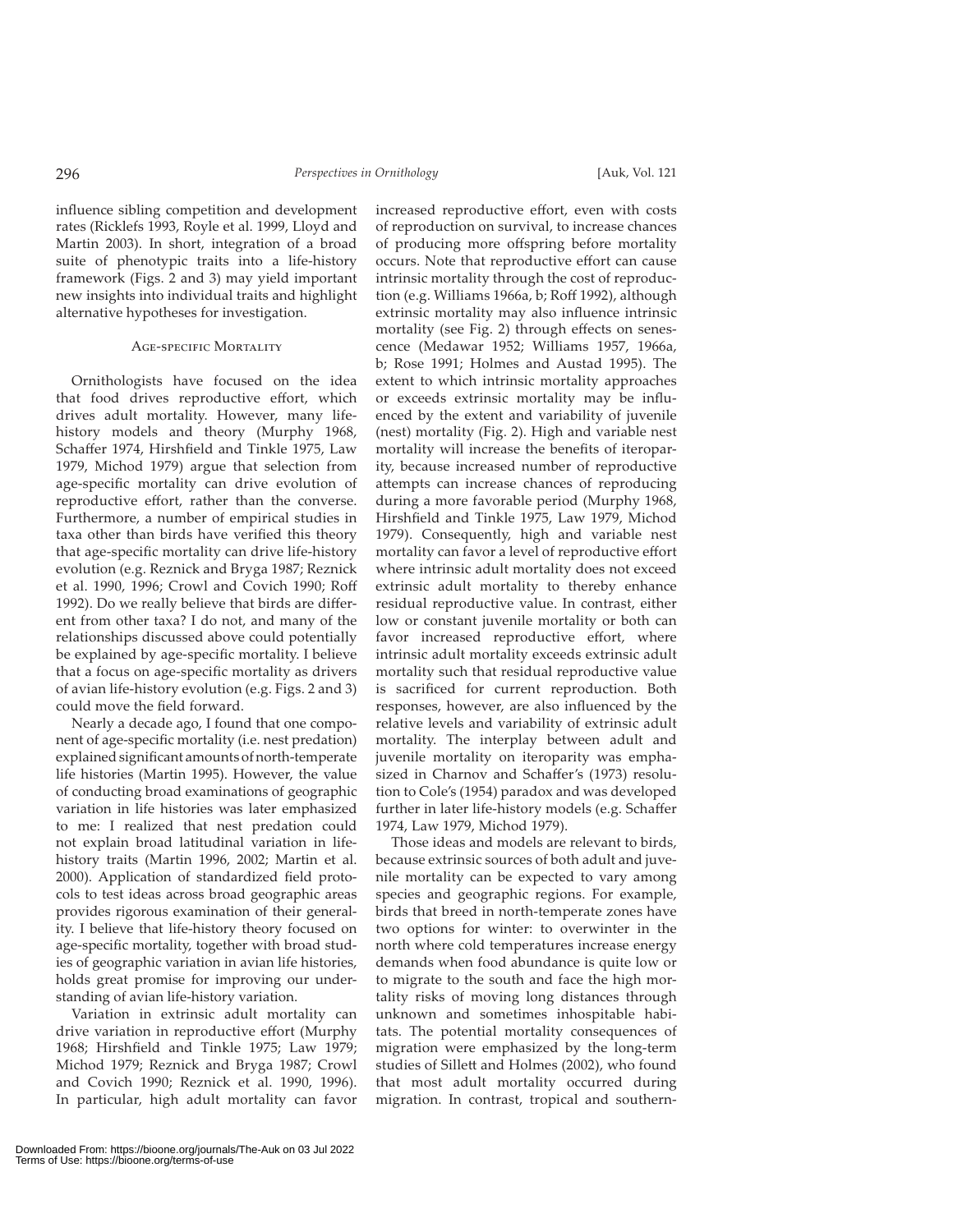influence sibling competition and development rates (Ricklefs 1993, Royle et al. 1999, Lloyd and Martin 2003). In short, integration of a broad suite of phenotypic traits into a life-history framework (Figs. 2 and 3) may yield important new insights into individual traits and highlight alternative hypotheses for investigation.

## Age-specific Mortality

Ornithologists have focused on the idea that food drives reproductive effort, which drives adult mortality. However, many life-history models and theory (Murphy 1968, Schaffer 1974, Hirshfield and Tinkle 1975, Law 1979, Michod 1979) argue that selection from age-specific mortality can drive evolution of reproductive effort, rather than the converse. Furthermore, a number of empirical studies in taxa other than birds have verified this theory that age-specific mortality can drive life-history evolution (e.g. Reznick and Bryga 1987; Reznick et al. 1990, 1996; Crowl and Covich 1990; Roff 1992). Do we really believe that birds are different from other taxa? I do not, and many of the relationships discussed above could potentially be explained by age-specific mortality. I believe that a focus on age-specific mortality as drivers of avian life-history evolution (e.g. Figs. 2 and 3) could move the field forward.

Nearly a decade ago, I found that one component of age-specific mortality (i.e. nest predation) explained significant amounts of north-temperate life histories (Martin 1995). However, the value of conducting broad examinations of geographic variation in life histories was later emphasized to me: I realized that nest predation could not explain broad latitudinal variation in life-history traits (Martin 1996, 2002; Martin et al. 2000). Application of standardized field protocols to test ideas across broad geographic areas provides rigorous examination of their generality. I believe that life-history theory focused on age-specific mortality, together with broad studies of geographic variation in avian life histories, holds great promise for improving our understanding of avian life-history variation.

Variation in extrinsic adult mortality can drive variation in reproductive effort (Murphy 1968; Hirshfield and Tinkle 1975; Law 1979; Michod 1979; Reznick and Bryga 1987; Crowl and Covich 1990; Reznick et al. 1990, 1996). In particular, high adult mortality can favor increased reproductive effort, even with costs of reproduction on survival, to increase chances of producing more offspring before mortality occurs. Note that reproductive effort can cause intrinsic mortality through the cost of reproduction (e.g. Williams 1966a, b; Roff 1992), although extrinsic mortality may also influence intrinsic mortality (see Fig. 2) through effects on senescence (Medawar 1952; Williams 1957, 1966a, b; Rose 1991; Holmes and Austad 1995). The extent to which intrinsic mortality approaches or exceeds extrinsic mortality may be influenced by the extent and variability of juvenile (nest) mortality (Fig. 2). High and variable nest mortality will increase the benefits of iteroparity, because increased number of reproductive attempts can increase chances of reproducing during a more favorable period (Murphy 1968, Hirshfield and Tinkle 1975, Law 1979, Michod 1979). Consequently, high and variable nest mortality can favor a level of reproductive effort where intrinsic adult mortality does not exceed extrinsic adult mortality to thereby enhance residual reproductive value. In contrast, either low or constant juvenile mortality or both can favor increased reproductive effort, where intrinsic adult mortality exceeds extrinsic adult mortality such that residual reproductive value is sacrificed for current reproduction. Both responses, however, are also influenced by the relative levels and variability of extrinsic adult mortality. The interplay between adult and juvenile mortality on iteroparity was emphasized in Charnov and Schaffer's (1973) resolution to Cole's (1954) paradox and was developed further in later life-history models (e.g. Schaffer 1974, Law 1979, Michod 1979).

Those ideas and models are relevant to birds, because extrinsic sources of both adult and juvenile mortality can be expected to vary among species and geographic regions. For example, birds that breed in north-temperate zones have two options for winter: to overwinter in the north where cold temperatures increase energy demands when food abundance is quite low or to migrate to the south and face the high mortality risks of moving long distances through unknown and sometimes inhospitable habitats. The potential mortality consequences of migration were emphasized by the long-term studies of Sillett and Holmes (2002), who found that most adult mortality occurred during migration. In contrast, tropical and southern-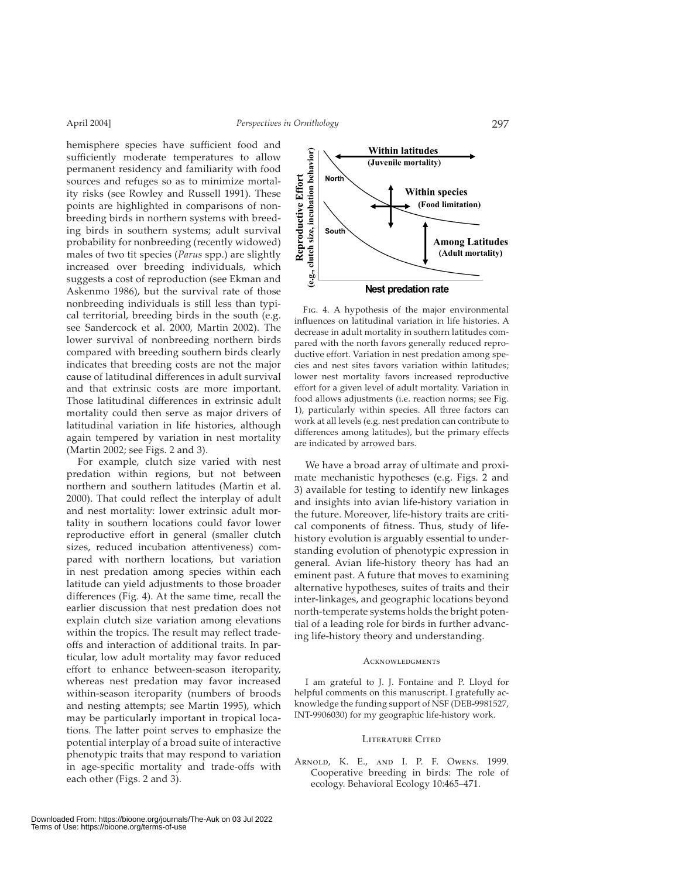hemisphere species have sufficient food and sufficiently moderate temperatures to allow permanent residency and familiarity with food sources and refuges so as to minimize mortality risks (see Rowley and Russell 1991). These points are highlighted in comparisons of nonbreeding birds in northern systems with breeding birds in southern systems; adult survival probability for nonbreeding (recently widowed) males of two tit species (*Parus* spp.) are slightly increased over breeding individuals, which suggests a cost of reproduction (see Ekman and Askenmo 1986), but the survival rate of those nonbreeding individuals is still less than typical territorial, breeding birds in the south (e.g. see Sandercock et al. 2000, Martin 2002). The lower survival of nonbreeding northern birds compared with breeding southern birds clearly indicates that breeding costs are not the major cause of latitudinal differences in adult survival and that extrinsic costs are more important. Those latitudinal differences in extrinsic adult mortality could then serve as major drivers of latitudinal variation in life histories, although again tempered by variation in nest mortality (Martin 2002; see Figs. 2 and 3).

For example, clutch size varied with nest predation within regions, but not between northern and southern latitudes (Martin et al. 2000). That could reflect the interplay of adult and nest mortality: lower extrinsic adult mortality in southern locations could favor lower reproductive effort in general (smaller clutch sizes, reduced incubation attentiveness) compared with northern locations, but variation in nest predation among species within each latitude can yield adjustments to those broader differences (Fig. 4). At the same time, recall the earlier discussion that nest predation does not explain clutch size variation among elevations within the tropics. The result may reflect tradeoffs and interaction of additional traits. In particular, low adult mortality may favor reduced effort to enhance between-season iteroparity, whereas nest predation may favor increased within-season iteroparity (numbers of broods and nesting attempts; see Martin 1995), which may be particularly important in tropical locations. The latter point serves to emphasize the potential interplay of a broad suite of interactive phenotypic traits that may respond to variation in age-specific mortality and trade-offs with each other (Figs. 2 and 3).

Fig. 4. A hypothesis of the major environmental influences on latitudinal variation in life histories. A decrease in adult mortality in southern latitudes compared with the north favors generally reduced reproductive effort. Variation in nest predation among species and nest sites favors variation within latitudes; lower nest mortality favors increased reproductive effort for a given level of adult mortality. Variation in food allows adjustments (i.e. reaction norms; see Fig. 1), particularly within species. All three factors can work at all levels (e.g. nest predation can contribute to differences among latitudes), but the primary effects are indicated by arrowed bars.

We have a broad array of ultimate and proximate mechanistic hypotheses (e.g. Figs. 2 and 3) available for testing to identify new linkages and insights into avian life-history variation in the future. Moreover, life-history traits are critical components of fitness. Thus, study of life-history evolution is arguably essential to understanding evolution of phenotypic expression in general. Avian life-history theory has had an eminent past. A future that moves to examining alternative hypotheses, suites of traits and their inter-linkages, and geographic locations beyond north-temperate systems holds the bright potential of a leading role for birds in further advancing life-history theory and understanding.

## Acknowledgments

I am grateful to J. J. Fontaine and P. Lloyd for helpful comments on this manuscript. I gratefully acknowledge the funding support of NSF (DEB-9981527, INT-9906030) for my geographic life-history work.

## Literature Cited

Arnold, K. E., and I. P. F. Owens. 1999. Cooperative breeding in birds: The role of ecology. Behavioral Ecology 10:465–471.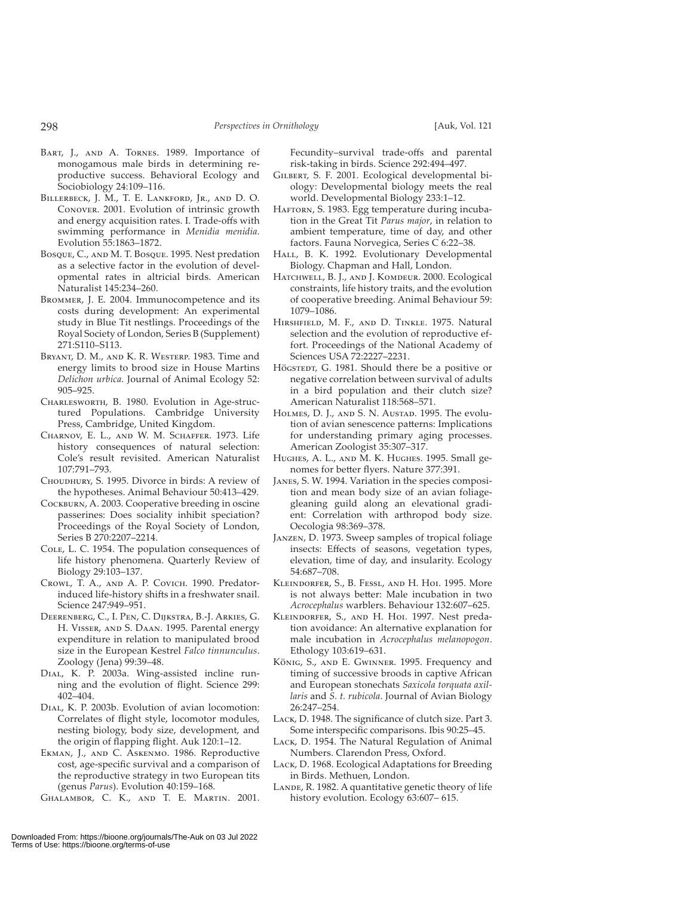Bart, J., and A. Tornes. 1989. Importance of monogamous male birds in determining reproductive success. Behavioral Ecology and Sociobiology 24:109–116.

Billerbeck, J. M., T. E. Lankford, Jr., and D. O. Conover. 2001. Evolution of intrinsic growth and energy acquisition rates. I. Trade-offs with swimming performance in *Menidia menidia*. Evolution 55:1863–1872.

Bosque, C., and M. T. Bosque. 1995. Nest predation as a selective factor in the evolution of developmental rates in altricial birds. American Naturalist 145:234–260.

Brommer, J. E. 2004. Immunocompetence and its costs during development: An experimental study in Blue Tit nestlings. Proceedings of the Royal Society of London, Series B (Supplement) 271:S110–S113.

Bryant, D. M., and K. R. Westerp. 1983. Time and energy limits to brood size in House Martins *Delichon urbica*. Journal of Animal Ecology 52: 905–925.

Charlesworth, B. 1980. Evolution in Age-structured Populations. Cambridge University Press, Cambridge, United Kingdom.

Charnov, E. L., and W. M. Schaffer. 1973. Life history consequences of natural selection: Cole's result revisited. American Naturalist 107:791–793.

Choudhury, S. 1995. Divorce in birds: A review of the hypotheses. Animal Behaviour 50:413–429.

Cockburn, A. 2003. Cooperative breeding in oscine passerines: Does sociality inhibit speciation? Proceedings of the Royal Society of London, Series B 270:2207–2214.

Cole, L. C. 1954. The population consequences of life history phenomena. Quarterly Review of Biology 29:103–137.

Crowl, T. A., and A. P. Covich. 1990. Predator-induced life-history shifts in a freshwater snail. Science 247:949–951.

Deerenberg, C., I. Pen, C. Dijkstra, B.-J. Arkies, G. H. Visser, and S. Daan. 1995. Parental energy expenditure in relation to manipulated brood size in the European Kestrel *Falco tinnunculus*. Zoology (Jena) 99:39–48.

Dial, K. P. 2003a. Wing-assisted incline running and the evolution of flight. Science 299: 402–404.

Dial, K. P. 2003b. Evolution of avian locomotion: Correlates of flight style, locomotor modules, nesting biology, body size, development, and the origin of flapping flight. Auk 120:1–12.

Ekman, J., and C. Askenmo. 1986. Reproductive cost, age-specific survival and a comparison of the reproductive strategy in two European tits (genus *Parus*). Evolution 40:159–168.

Ghalambor, C. K., and T. E. Martin. 2001. Fecundity–survival trade-offs and parental risk-taking in birds. Science 292:494–497.

Gilbert, S. F. 2001. Ecological developmental biology: Developmental biology meets the real world. Developmental Biology 233:1–12.

Haftorn, S. 1983. Egg temperature during incubation in the Great Tit *Parus major*, in relation to ambient temperature, time of day, and other factors. Fauna Norvegica, Series C 6:22–38.

Hall, B. K. 1992. Evolutionary Developmental Biology. Chapman and Hall, London.

Hatchwell, B. J., and J. Komdeur. 2000. Ecological constraints, life history traits, and the evolution of cooperative breeding. Animal Behaviour 59: 1079–1086.

Hirshfield, M. F., and D. Tinkle. 1975. Natural selection and the evolution of reproductive effort. Proceedings of the National Academy of Sciences USA 72:2227–2231.

Högstedt, G. 1981. Should there be a positive or negative correlation between survival of adults in a bird population and their clutch size? American Naturalist 118:568–571.

Holmes, D. J., and S. N. Austad. 1995. The evolution of avian senescence patterns: Implications for understanding primary aging processes. American Zoologist 35:307–317.

Hughes, A. L., and M. K. Hughes. 1995. Small genomes for better flyers. Nature 377:391.

Janes, S. W. 1994. Variation in the species composition and mean body size of an avian foliage-gleaning guild along an elevational gradient: Correlation with arthropod body size. Oecologia 98:369–378.

Janzen, D. 1973. Sweep samples of tropical foliage insects: Effects of seasons, vegetation types, elevation, time of day, and insularity. Ecology 54:687–708.

Kleindorfer, S., B. Fessl, and H. Hoi. 1995. More is not always better: Male incubation in two *Acrocephalus* warblers. Behaviour 132:607–625.

Kleindorfer, S., and H. Hoi. 1997. Nest predation avoidance: An alternative explanation for male incubation in *Acrocephalus melanopogon*. Ethology 103:619–631.

König, S., and E. Gwinner. 1995. Frequency and timing of successive broods in captive African and European stonechats *Saxicola torquata axillaris* and *S. t. rubicola*. Journal of Avian Biology 26:247–254.

Lack, D. 1948. The significance of clutch size. Part 3. Some interspecific comparisons. Ibis 90:25–45.

Lack, D. 1954. The Natural Regulation of Animal Numbers. Clarendon Press, Oxford.

Lack, D. 1968. Ecological Adaptations for Breeding in Birds. Methuen, London.

Lande, R. 1982. A quantitative genetic theory of life history evolution. Ecology 63:607– 615.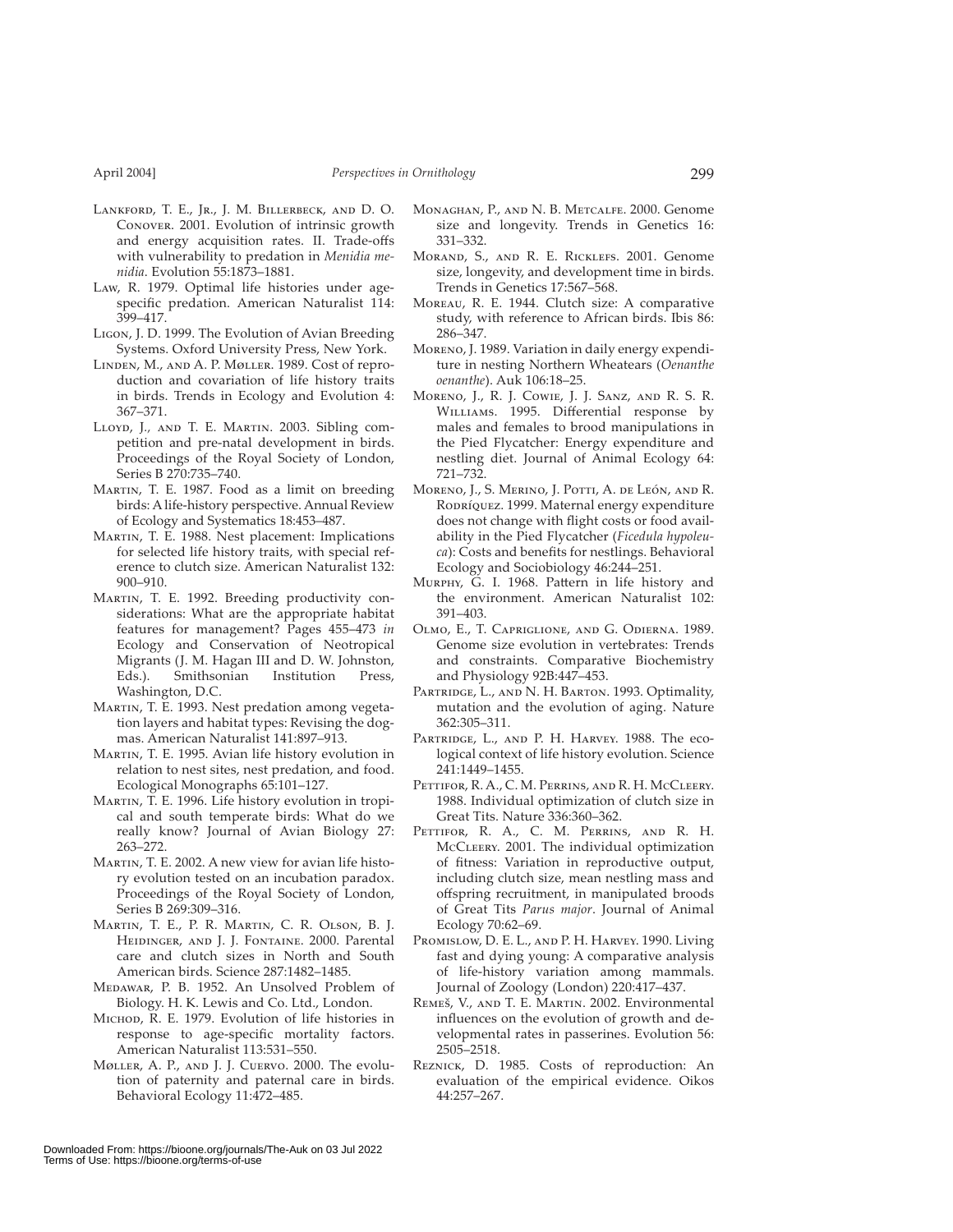Lankford, T. E., Jr., J. M. Billerbeck, and D. O. Conover. 2001. Evolution of intrinsic growth and energy acquisition rates. II. Trade-offs with vulnerability to predation in *Menidia menidia*. Evolution 55:1873–1881.

Law, R. 1979. Optimal life histories under age-specific predation. American Naturalist 114: 399–417.

Ligon, J. D. 1999. The Evolution of Avian Breeding Systems. Oxford University Press, New York.

Linden, M., and A. P. Møller. 1989. Cost of reproduction and covariation of life history traits in birds. Trends in Ecology and Evolution 4: 367–371.

Lloyd, J., and T. E. Martin. 2003. Sibling competition and pre-natal development in birds. Proceedings of the Royal Society of London, Series B 270:735–740.

Martin, T. E. 1987. Food as a limit on breeding birds: A life-history perspective. Annual Review of Ecology and Systematics 18:453–487.

Martin, T. E. 1988. Nest placement: Implications for selected life history traits, with special reference to clutch size. American Naturalist 132: 900–910.

Martin, T. E. 1992. Breeding productivity considerations: What are the appropriate habitat features for management? Pages 455–473 *in* Ecology and Conservation of Neotropical Migrants (J. M. Hagan III and D. W. Johnston, Eds.). Smithsonian Institution Press, Washington, D.C.

Martin, T. E. 1993. Nest predation among vegetation layers and habitat types: Revising the dogmas. American Naturalist 141:897–913.

Martin, T. E. 1995. Avian life history evolution in relation to nest sites, nest predation, and food. Ecological Monographs 65:101–127.

Martin, T. E. 1996. Life history evolution in tropical and south temperate birds: What do we really know? Journal of Avian Biology 27: 263–272.

Martin, T. E. 2002. A new view for avian life history evolution tested on an incubation paradox. Proceedings of the Royal Society of London, Series B 269:309–316.

Martin, T. E., P. R. Martin, C. R. Olson, B. J. Heidinger, and J. J. Fontaine. 2000. Parental care and clutch sizes in North and South American birds. Science 287:1482–1485.

Medawar, P. B. 1952. An Unsolved Problem of Biology. H. K. Lewis and Co. Ltd., London.

Michod, R. E. 1979. Evolution of life histories in response to age-specific mortality factors. American Naturalist 113:531–550.

Møller, A. P., and J. J. Cuervo. 2000. The evolution of paternity and paternal care in birds. Behavioral Ecology 11:472–485.

Monaghan, P., and N. B. Metcalfe. 2000. Genome size and longevity. Trends in Genetics 16: 331–332.

Morand, S., and R. E. Ricklefs. 2001. Genome size, longevity, and development time in birds. Trends in Genetics 17:567–568.

Moreau, R. E. 1944. Clutch size: A comparative study, with reference to African birds. Ibis 86: 286–347.

Moreno, J. 1989. Variation in daily energy expenditure in nesting Northern Wheatears (*Oenanthe oenanthe*). Auk 106:18–25.

Moreno, J., R. J. Cowie, J. J. Sanz, and R. S. R. Williams. 1995. Differential response by males and females to brood manipulations in the Pied Flycatcher: Energy expenditure and nestling diet. Journal of Animal Ecology 64: 721–732.

Moreno, J., S. Merino, J. Potti, A. de León, and R. Rodríquez. 1999. Maternal energy expenditure does not change with flight costs or food availability in the Pied Flycatcher (*Ficedula hypoleuca*): Costs and benefits for nestlings. Behavioral Ecology and Sociobiology 46:244–251.

Murphy, G. I. 1968. Pattern in life history and the environment. American Naturalist 102: 391–403.

Olmo, E., T. Capriglione, and G. Odierna. 1989. Genome size evolution in vertebrates: Trends and constraints. Comparative Biochemistry and Physiology 92B:447–453.

Partridge, L., and N. H. Barton. 1993. Optimality, mutation and the evolution of aging. Nature 362:305–311.

Partridge, L., and P. H. Harvey. 1988. The ecological context of life history evolution. Science 241:1449–1455.

Pettifor, R. A., C. M. Perrins, and R. H. McCleery. 1988. Individual optimization of clutch size in Great Tits. Nature 336:360–362.

Pettifor, R. A., C. M. Perrins, and R. H. McCleery. 2001. The individual optimization of fitness: Variation in reproductive output, including clutch size, mean nestling mass and offspring recruitment, in manipulated broods of Great Tits *Parus major*. Journal of Animal Ecology 70:62–69.

Promislow, D. E. L., and P. H. Harvey. 1990. Living fast and dying young: A comparative analysis of life-history variation among mammals. Journal of Zoology (London) 220:417–437.

Remeš, V., and T. E. Martin. 2002. Environmental influences on the evolution of growth and developmental rates in passerines. Evolution 56: 2505–2518.

Reznick, D. 1985. Costs of reproduction: An evaluation of the empirical evidence. Oikos 44:257–267.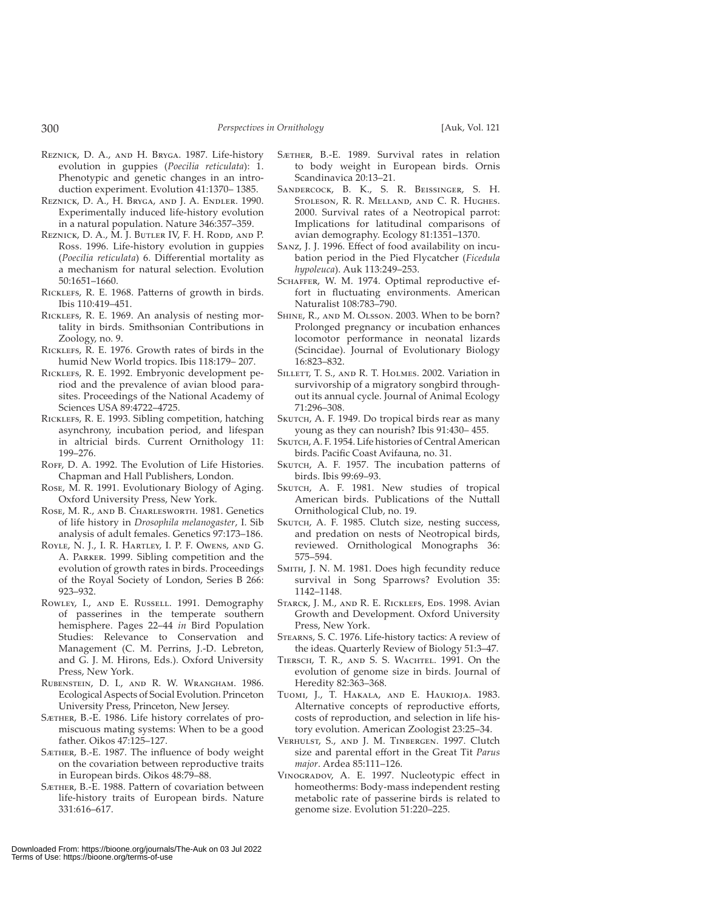Reznick, D. A., and H. Bryga. 1987. Life-history evolution in guppies (*Poecilia reticulata*): 1. Phenotypic and genetic changes in an introduction experiment. Evolution 41:1370–1385.

Reznick, D. A., H. Bryga, and J. A. Endler. 1990. Experimentally induced life-history evolution in a natural population. Nature 346:357–359.

Reznick, D. A., M. J. Butler IV, F. H. Rodd, and P. Ross. 1996. Life-history evolution in guppies (*Poecilia reticulata*) 6. Differential mortality as a mechanism for natural selection. Evolution 50:1651–1660.

Ricklefs, R. E. 1968. Patterns of growth in birds. Ibis 110:419–451.

Ricklefs, R. E. 1969. An analysis of nesting mortality in birds. Smithsonian Contributions in Zoology, no. 9.

Ricklefs, R. E. 1976. Growth rates of birds in the humid New World tropics. Ibis 118:179–207.

Ricklefs, R. E. 1992. Embryonic development period and the prevalence of avian blood parasites. Proceedings of the National Academy of Sciences USA 89:4722–4725.

Ricklefs, R. E. 1993. Sibling competition, hatching asynchrony, incubation period, and lifespan in altricial birds. Current Ornithology 11: 199–276.

Roff, D. A. 1992. The Evolution of Life Histories. Chapman and Hall Publishers, London.

Rose, M. R. 1991. Evolutionary Biology of Aging. Oxford University Press, New York.

Rose, M. R., and B. Charlesworth. 1981. Genetics of life history in *Drosophila melanogaster*, I. Sib analysis of adult females. Genetics 97:173–186.

Royle, N. J., I. R. Hartley, I. P. F. Owens, and G. A. Parker. 1999. Sibling competition and the evolution of growth rates in birds. Proceedings of the Royal Society of London, Series B 266: 923–932.

Rowley, I., and E. Russell. 1991. Demography of passerines in the temperate southern hemisphere. Pages 22–44 *in* Bird Population Studies: Relevance to Conservation and Management (C. M. Perrins, J.-D. Lebreton, and G. J. M. Hirons, Eds.). Oxford University Press, New York.

Rubenstein, D. I., and R. W. Wrangham. 1986. Ecological Aspects of Social Evolution. Princeton University Press, Princeton, New Jersey.

Sæther, B.-E. 1986. Life history correlates of promiscuous mating systems: When to be a good father. Oikos 47:125–127.

Sæther, B.-E. 1987. The influence of body weight on the covariation between reproductive traits in European birds. Oikos 48:79–88.

Sæther, B.-E. 1988. Pattern of covariation between life-history traits of European birds. Nature 331:616–617.

Sæther, B.-E. 1989. Survival rates in relation to body weight in European birds. Ornis Scandinavica 20:13–21.

Sandercock, B. K., S. R. Beissinger, S. H. Stoleson, R. R. Melland, and C. R. Hughes. 2000. Survival rates of a Neotropical parrot: Implications for latitudinal comparisons of avian demography. Ecology 81:1351–1370.

Sanz, J. J. 1996. Effect of food availability on incubation period in the Pied Flycatcher (*Ficedula hypoleuca*). Auk 113:249–253.

Schaffer, W. M. 1974. Optimal reproductive effort in fluctuating environments. American Naturalist 108:783–790.

Shine, R., and M. Olsson. 2003. When to be born? Prolonged pregnancy or incubation enhances locomotor performance in neonatal lizards (Scincidae). Journal of Evolutionary Biology 16:823–832.

Sillett, T. S., and R. T. Holmes. 2002. Variation in survivorship of a migratory songbird throughout its annual cycle. Journal of Animal Ecology 71:296–308.

Skutch, A. F. 1949. Do tropical birds rear as many young as they can nourish? Ibis 91:430–455.

Skutch, A. F. 1954. Life histories of Central American birds. Pacific Coast Avifauna, no. 31.

Skutch, A. F. 1957. The incubation patterns of birds. Ibis 99:69–93.

Skutch, A. F. 1981. New studies of tropical American birds. Publications of the Nuttall Ornithological Club, no. 19.

Skutch, A. F. 1985. Clutch size, nesting success, and predation on nests of Neotropical birds, reviewed. Ornithological Monographs 36: 575–594.

Smith, J. N. M. 1981. Does high fecundity reduce survival in Song Sparrows? Evolution 35: 1142–1148.

Starck, J. M., and R. E. Ricklefs, Eds. 1998. Avian Growth and Development. Oxford University Press, New York.

Stearns, S. C. 1976. Life-history tactics: A review of the ideas. Quarterly Review of Biology 51:3–47.

Tiersch, T. R., and S. S. Wachtel. 1991. On the evolution of genome size in birds. Journal of Heredity 82:363–368.

Tuomi, J., T. Hakala, and E. Haukioja. 1983. Alternative concepts of reproductive efforts, costs of reproduction, and selection in life history evolution. American Zoologist 23:25–34.

Verhulst, S., and J. M. Tinbergen. 1997. Clutch size and parental effort in the Great Tit *Parus major*. Ardea 85:111–126.

Vinogradov, A. E. 1997. Nucleotypic effect in homeotherms: Body-mass independent resting metabolic rate of passerine birds is related to genome size. Evolution 51:220–225.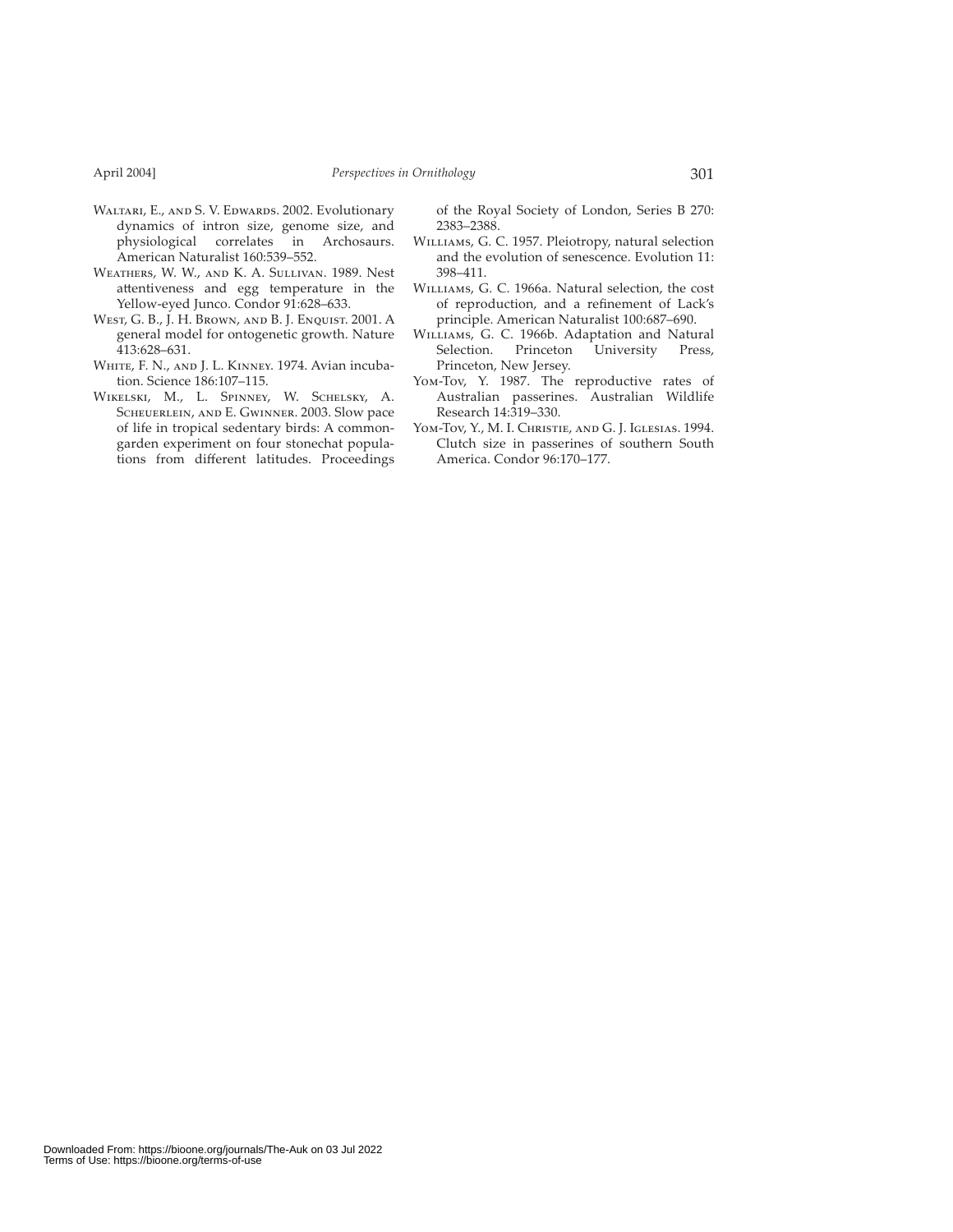Waltari, E., and S. V. Edwards. 2002. Evolutionary dynamics of intron size, genome size, and physiological correlates in Archosaurs. American Naturalist 160:539–552.

Weathers, W. W., and K. A. Sullivan. 1989. Nest attentiveness and egg temperature in the Yellow-eyed Junco. Condor 91:628–633.

West, G. B., J. H. Brown, and B. J. Enquist. 2001. A general model for ontogenetic growth. Nature 413:628–631.

White, F. N., and J. L. Kinney. 1974. Avian incubation. Science 186:107–115.

Wikelski, M., L. Spinney, W. Schelsky, A. Scheuerlein, and E. Gwinner. 2003. Slow pace of life in tropical sedentary birds: A common-garden experiment on four stonechat populations from different latitudes. Proceedings of the Royal Society of London, Series B 270: 2383–2388.

Williams, G. C. 1957. Pleiotropy, natural selection and the evolution of senescence. Evolution 11: 398–411.

Williams, G. C. 1966a. Natural selection, the cost of reproduction, and a refinement of Lack's principle. American Naturalist 100:687–690.

Williams, G. C. 1966b. Adaptation and Natural Selection. Princeton University Press, Princeton, New Jersey.

Yom-Tov, Y. 1987. The reproductive rates of Australian passerines. Australian Wildlife Research 14:319–330.

Yom-Tov, Y., M. I. Christie, and G. J. Iglesias. 1994. Clutch size in passerines of southern South America. Condor 96:170–177.